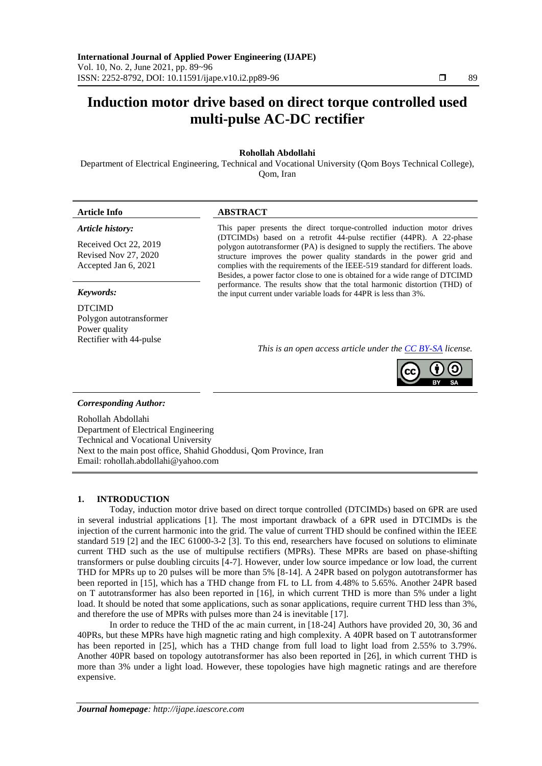# Induction motor drive based on direct torque controlled used multi-pulse AC-DC rectifier

**Rohollah Abdollahi**

Department of Electrical Engineering, Technical and Vocational University (Qom Boys Technical College), Qom, Iran

| **Article Info** | **ABSTRACT** |
|---|---|
| ***Article history:*** <br> Received Oct 22, 2019 <br> Revised Nov 27, 2020 <br> Accepted Jan 6, 2021 <br><br> ***Keywords:*** <br> DTCIMD <br> Polygon autotransformer <br> Power quality <br> Rectifier with 44-pulse | This paper presents the direct torque-controlled induction motor drives (DTCIMDs) based on a retrofit 44-pulse rectifier (44PR). A 22-phase polygon autotransformer (PA) is designed to supply the rectifiers. The above structure improves the power quality standards in the power grid and complies with the requirements of the IEEE-519 standard for different loads. Besides, a power factor close to one is obtained for a wide range of DTCIMD performance. The results show that the total harmonic distortion (THD) of the input current under variable loads for 44PR is less than 3%. <br><br> *This is an open access article under the CC BY-SA license.* |

***Corresponding Author:***

Rohollah Abdollahi
Department of Electrical Engineering
Technical and Vocational University
Next to the main post office, Shahid Ghoddusi, Qom Province, Iran
Email: rohollah.abdollahi@yahoo.com

## 1. INTRODUCTION

Today, induction motor drive based on direct torque controlled (DTCIMDs) based on 6PR are used in several industrial applications [1]. The most important drawback of a 6PR used in DTCIMDs is the injection of the current harmonic into the grid. The value of current THD should be confined within the IEEE standard 519 [2] and the IEC 61000-3-2 [3]. To this end, researchers have focused on solutions to eliminate current THD such as the use of multipulse rectifiers (MPRs). These MPRs are based on phase-shifting transformers or pulse doubling circuits [4-7]. However, under low source impedance or low load, the current THD for MPRs up to 20 pulses will be more than 5% [8-14]. A 24PR based on polygon autotransformer has been reported in [15], which has a THD change from FL to LL from 4.48% to 5.65%. Another 24PR based on T autotransformer has also been reported in [16], in which current THD is more than 5% under a light load. It should be noted that some applications, such as sonar applications, require current THD less than 3%, and therefore the use of MPRs with pulses more than 24 is inevitable [17].

In order to reduce the THD of the ac main current, in [18-24] Authors have provided 20, 30, 36 and 40PRs, but these MPRs have high magnetic rating and high complexity. A 40PR based on T autotransformer has been reported in [25], which has a THD change from full load to light load from 2.55% to 3.79%. Another 40PR based on topology autotransformer has also been reported in [26], in which current THD is more than 3% under a light load. However, these topologies have high magnetic ratings and are therefore expensive.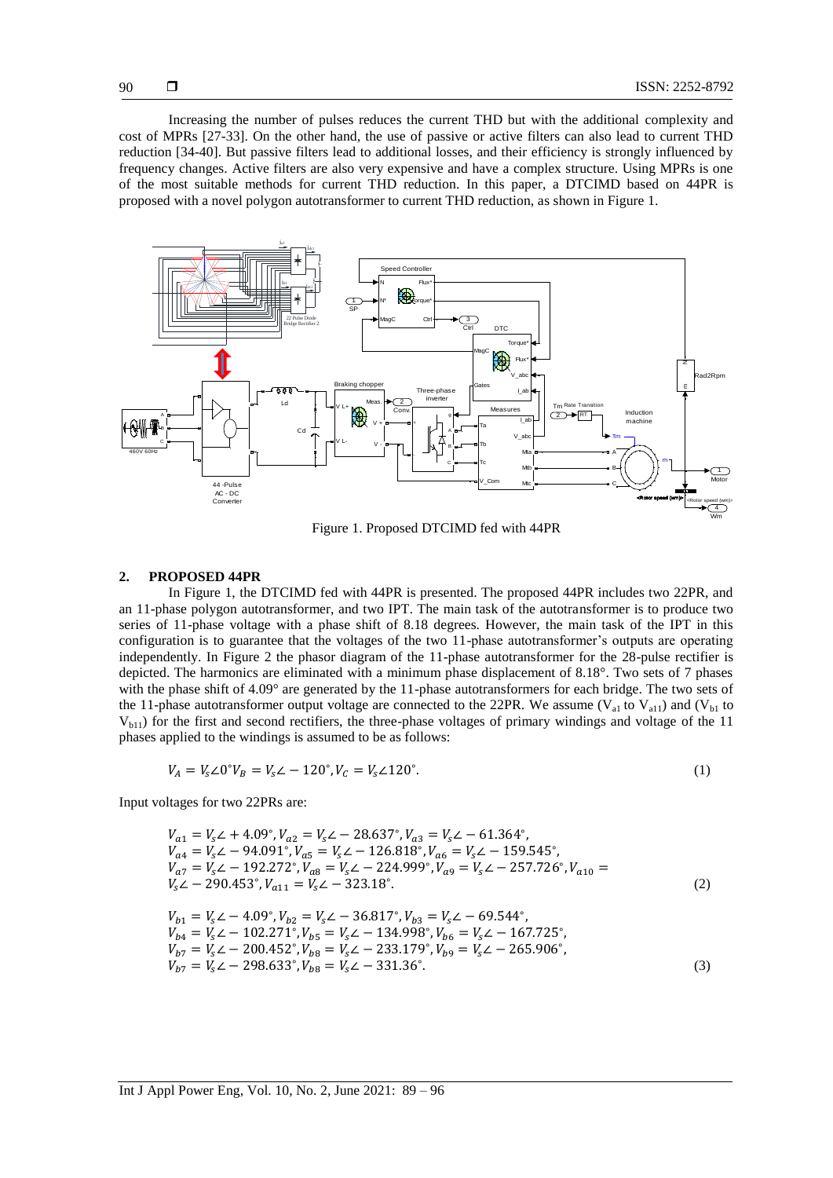Increasing the number of pulses reduces the current THD but with the additional complexity and cost of MPRs [27-33]. On the other hand, the use of passive or active filters can also lead to current THD reduction [34-40]. But passive filters lead to additional losses, and their efficiency is strongly influenced by frequency changes. Active filters are also very expensive and have a complex structure. Using MPRs is one of the most suitable methods for current THD reduction. In this paper, a DTCIMD based on 44PR is proposed with a novel polygon autotransformer to current THD reduction, as shown in Figure 1.

Figure 1. Proposed DTCIMD fed with 44PR

## 2. PROPOSED 44PR

In Figure 1, the DTCIMD fed with 44PR is presented. The proposed 44PR includes two 22PR, and an 11-phase polygon autotransformer, and two IPT. The main task of the autotransformer is to produce two series of 11-phase voltage with a phase shift of 8.18 degrees. However, the main task of the IPT in this configuration is to guarantee that the voltages of the two 11-phase autotransformer's outputs are operating independently. In Figure 2 the phasor diagram of the 11-phase autotransformer for the 28-pulse rectifier is depicted. The harmonics are eliminated with a minimum phase displacement of 8.18°. Two sets of 7 phases with the phase shift of 4.09° are generated by the 11-phase autotransformers for each bridge. The two sets of the 11-phase autotransformer output voltage are connected to the 22PR. We assume ($V_{a1}$ to $V_{a11}$) and ($V_{b1}$ to $V_{b11}$) for the first and second rectifiers, the three-phase voltages of primary windings and voltage of the 11 phases applied to the windings is assumed to be as follows:

$$V_A = V_s\angle 0^{\circ} V_B = V_s\angle -120^{\circ}, V_C = V_s\angle 120^{\circ}. \tag{1}$$

Input voltages for two 22PRs are:

$$\begin{aligned}
&V_{a1} = V_s\angle +4.09^{\circ}, V_{a2} = V_s\angle -28.637^{\circ}, V_{a3} = V_s\angle -61.364^{\circ},\\
&V_{a4} = V_s\angle -94.091^{\circ}, V_{a5} = V_s\angle -126.818^{\circ}, V_{a6} = V_s\angle -159.545^{\circ},\\
&V_{a7} = V_s\angle -192.272^{\circ}, V_{a8} = V_s\angle -224.999^{\circ}, V_{a9} = V_s\angle -257.726^{\circ}, V_{a10} =\\
&V_s\angle -290.453^{\circ}, V_{a11} = V_s\angle -323.18^{\circ}.
\end{aligned} \tag{2}$$

$$\begin{aligned}
&V_{b1} = V_s\angle -4.09^{\circ}, V_{b2} = V_s\angle -36.817^{\circ}, V_{b3} = V_s\angle -69.544^{\circ},\\
&V_{b4} = V_s\angle -102.271^{\circ}, V_{b5} = V_s\angle -134.998^{\circ}, V_{b6} = V_s\angle -167.725^{\circ},\\
&V_{b7} = V_s\angle -200.452^{\circ}, V_{b8} = V_s\angle -233.179^{\circ}, V_{b9} = V_s\angle -265.906^{\circ},\\
&V_{b7} = V_s\angle -298.633^{\circ}, V_{b8} = V_s\angle -331.36^{\circ}.
\end{aligned} \tag{3}$$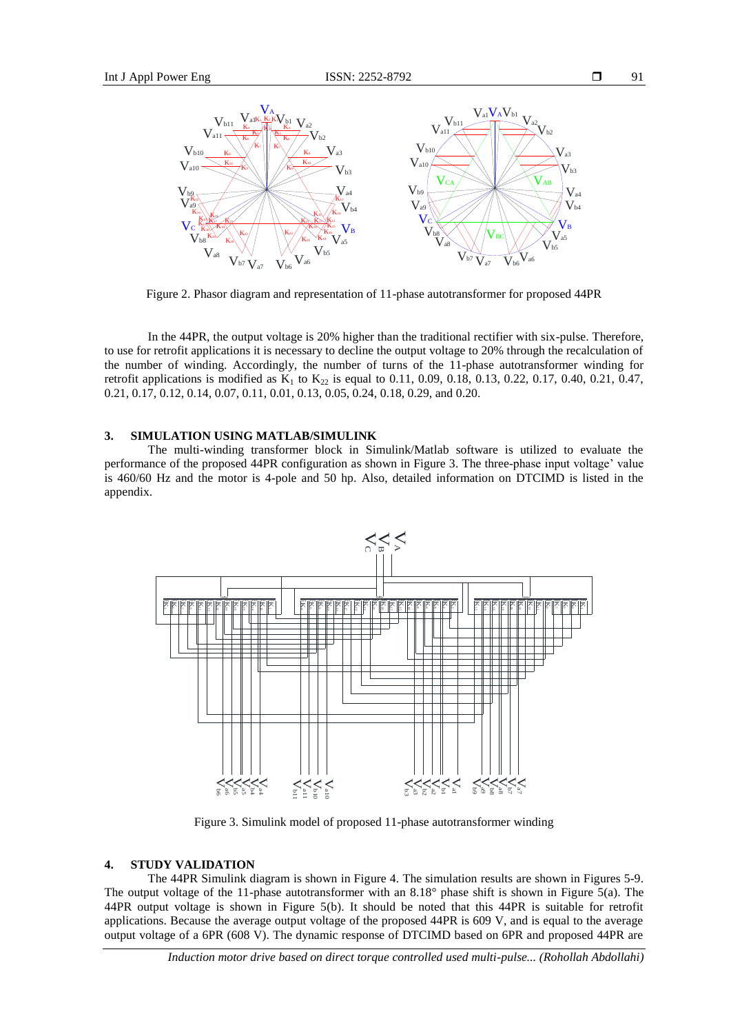Figure 2. Phasor diagram and representation of 11-phase autotransformer for proposed 44PR

In the 44PR, the output voltage is 20% higher than the traditional rectifier with six-pulse. Therefore, to use for retrofit applications it is necessary to decline the output voltage to 20% through the recalculation of the number of winding. Accordingly, the number of turns of the 11-phase autotransformer winding for retrofit applications is modified as $K_1$ to $K_{22}$ is equal to 0.11, 0.09, 0.18, 0.13, 0.22, 0.17, 0.40, 0.21, 0.47, 0.21, 0.17, 0.12, 0.14, 0.07, 0.11, 0.01, 0.13, 0.05, 0.24, 0.18, 0.29, and 0.20.

## 3. SIMULATION USING MATLAB/SIMULINK

The multi-winding transformer block in Simulink/Matlab software is utilized to evaluate the performance of the proposed 44PR configuration as shown in Figure 3. The three-phase input voltage' value is 460/60 Hz and the motor is 4-pole and 50 hp. Also, detailed information on DTCIMD is listed in the appendix.

Figure 3. Simulink model of proposed 11-phase autotransformer winding

## 4. STUDY VALIDATION

The 44PR Simulink diagram is shown in Figure 4. The simulation results are shown in Figures 5-9. The output voltage of the 11-phase autotransformer with an 8.18° phase shift is shown in Figure 5(a). The 44PR output voltage is shown in Figure 5(b). It should be noted that this 44PR is suitable for retrofit applications. Because the average output voltage of the proposed 44PR is 609 V, and is equal to the average output voltage of a 6PR (608 V). The dynamic response of DTCIMD based on 6PR and proposed 44PR are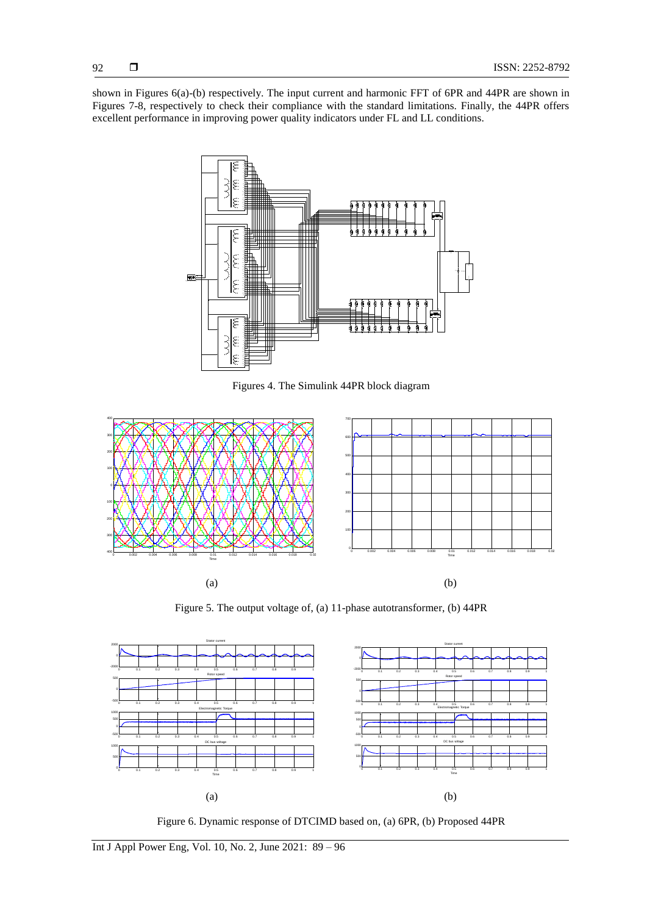shown in Figures 6(a)-(b) respectively. The input current and harmonic FFT of 6PR and 44PR are shown in Figures 7-8, respectively to check their compliance with the standard limitations. Finally, the 44PR offers excellent performance in improving power quality indicators under FL and LL conditions.

Figures 4. The Simulink 44PR block diagram

(a) (b)

Figure 5. The output voltage of, (a) 11-phase autotransformer, (b) 44PR

(a) (b)

Figure 6. Dynamic response of DTCIMD based on, (a) 6PR, (b) Proposed 44PR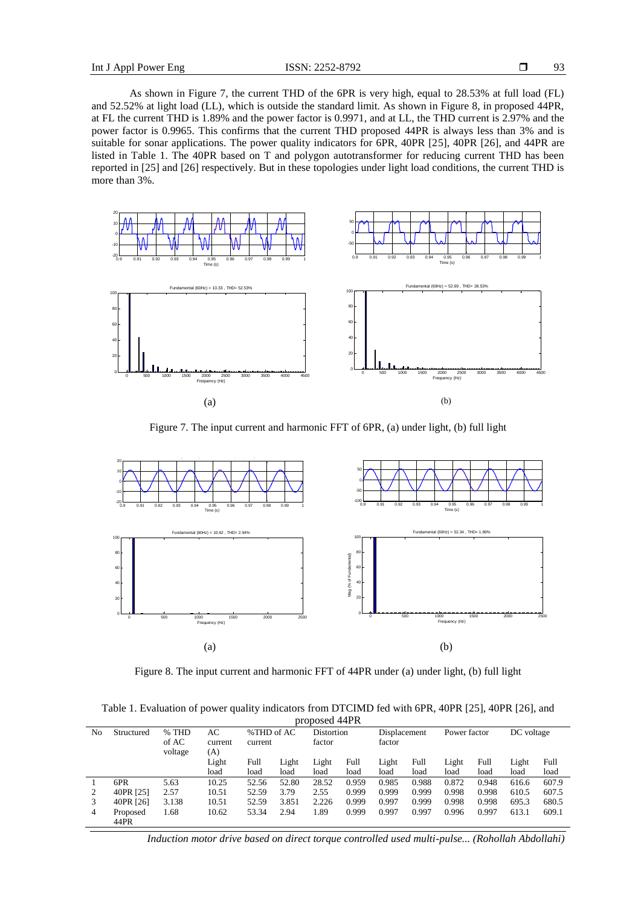As shown in Figure 7, the current THD of the 6PR is very high, equal to 28.53% at full load (FL) and 52.52% at light load (LL), which is outside the standard limit. As shown in Figure 8, in proposed 44PR, at FL the current THD is 1.89% and the power factor is 0.9971, and at LL, the THD current is 2.97% and the power factor is 0.9965. This confirms that the current THD proposed 44PR is always less than 3% and is suitable for sonar applications. The power quality indicators for 6PR, 40PR [25], 40PR [26], and 44PR are listed in Table 1. The 40PR based on T and polygon autotransformer for reducing current THD has been reported in [25] and [26] respectively. But in these topologies under light load conditions, the current THD is more than 3%.

Figure 7. The input current and harmonic FFT of 6PR, (a) under light, (b) full light

Figure 8. The input current and harmonic FFT of 44PR under (a) under light, (b) full light

Table 1. Evaluation of power quality indicators from DTCIMD fed with 6PR, 40PR [25], 40PR [26], and proposed 44PR

| No | Structured | % THD of AC voltage | AC current (A) | %THD of AC current | | Distortion factor | | Displacement factor | | Power factor | | DC voltage | |
|---|---|---|---|---|---|---|---|---|---|---|---|---|---|
| | | | Light load | Full load | Light load | Light load | Full load | Light load | Full load | Light load | Full load | Light load | Full load |
| 1 | 6PR | 5.63 | 10.25 | 52.56 | 52.80 | 28.52 | 0.959 | 0.985 | 0.988 | 0.872 | 0.948 | 616.6 | 607.9 |
| 2 | 40PR [25] | 2.57 | 10.51 | 52.59 | 3.79 | 2.55 | 0.999 | 0.999 | 0.999 | 0.998 | 0.998 | 610.5 | 607.5 |
| 3 | 40PR [26] | 3.138 | 10.51 | 52.59 | 3.851 | 2.226 | 0.999 | 0.997 | 0.999 | 0.998 | 0.998 | 695.3 | 680.5 |
| 4 | Proposed 44PR | 1.68 | 10.62 | 53.34 | 2.94 | 1.89 | 0.999 | 0.997 | 0.997 | 0.996 | 0.997 | 613.1 | 609.1 |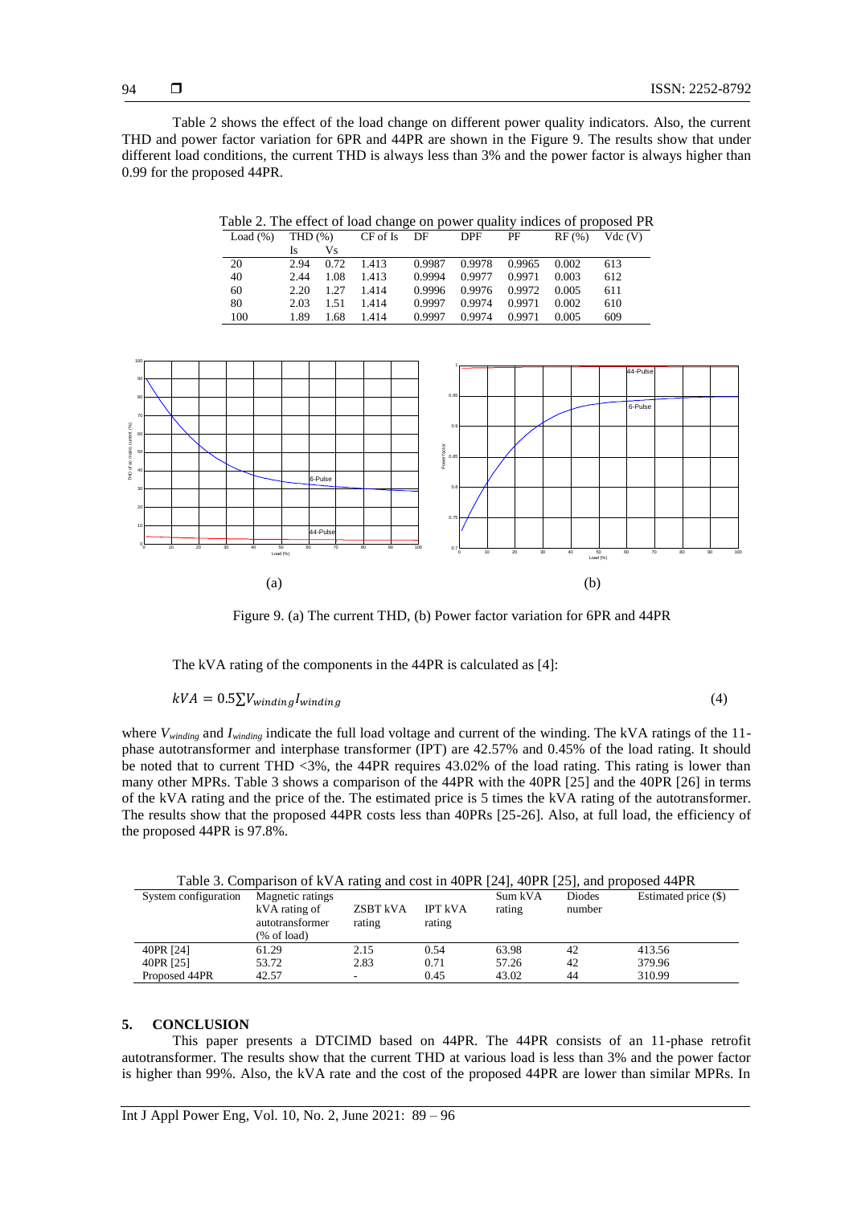Table 2 shows the effect of the load change on different power quality indicators. Also, the current THD and power factor variation for 6PR and 44PR are shown in the Figure 9. The results show that under different load conditions, the current THD is always less than 3% and the power factor is always higher than 0.99 for the proposed 44PR.

Table 2. The effect of load change on power quality indices of proposed PR

| Load (%) | THD (%) | | CF of Is | DF | DPF | PF | RF (%) | Vdc (V) |
|---|---|---|---|---|---|---|---|---|
| | Is | Vs | | | | | | |
| 20 | 2.94 | 0.72 | 1.413 | 0.9987 | 0.9978 | 0.9965 | 0.002 | 613 |
| 40 | 2.44 | 1.08 | 1.413 | 0.9994 | 0.9977 | 0.9971 | 0.003 | 612 |
| 60 | 2.20 | 1.27 | 1.414 | 0.9996 | 0.9976 | 0.9972 | 0.005 | 611 |
| 80 | 2.03 | 1.51 | 1.414 | 0.9997 | 0.9974 | 0.9971 | 0.002 | 610 |
| 100 | 1.89 | 1.68 | 1.414 | 0.9997 | 0.9974 | 0.9971 | 0.005 | 609 |

(a) (b)

Figure 9. (a) The current THD, (b) Power factor variation for 6PR and 44PR

The kVA rating of the components in the 44PR is calculated as [4]:

$$kVA = 0.5\sum V_{winding} I_{winding} \tag{4}$$

where $V_{winding}$ and $I_{winding}$ indicate the full load voltage and current of the winding. The kVA ratings of the 11-phase autotransformer and interphase transformer (IPT) are 42.57% and 0.45% of the load rating. It should be noted that to current THD <3%, the 44PR requires 43.02% of the load rating. This rating is lower than many other MPRs. Table 3 shows a comparison of the 44PR with the 40PR [25] and the 40PR [26] in terms of the kVA rating and the price of the. The estimated price is 5 times the kVA rating of the autotransformer. The results show that the proposed 44PR costs less than 40PRs [25-26]. Also, at full load, the efficiency of the proposed 44PR is 97.8%.

Table 3. Comparison of kVA rating and cost in 40PR [24], 40PR [25], and proposed 44PR

| System configuration | Magnetic ratings kVA rating of autotransformer (% of load) | ZSBT kVA rating | IPT kVA rating | Sum kVA rating | Diodes number | Estimated price ($) |
|---|---|---|---|---|---|---|
| 40PR [24] | 61.29 | 2.15 | 0.54 | 63.98 | 42 | 413.56 |
| 40PR [25] | 53.72 | 2.83 | 0.71 | 57.26 | 42 | 379.96 |
| Proposed 44PR | 42.57 | - | 0.45 | 43.02 | 44 | 310.99 |

## 5. CONCLUSION

This paper presents a DTCIMD based on 44PR. The 44PR consists of an 11-phase retrofit autotransformer. The results show that the current THD at various load is less than 3% and the power factor is higher than 99%. Also, the kVA rate and the cost of the proposed 44PR are lower than similar MPRs. In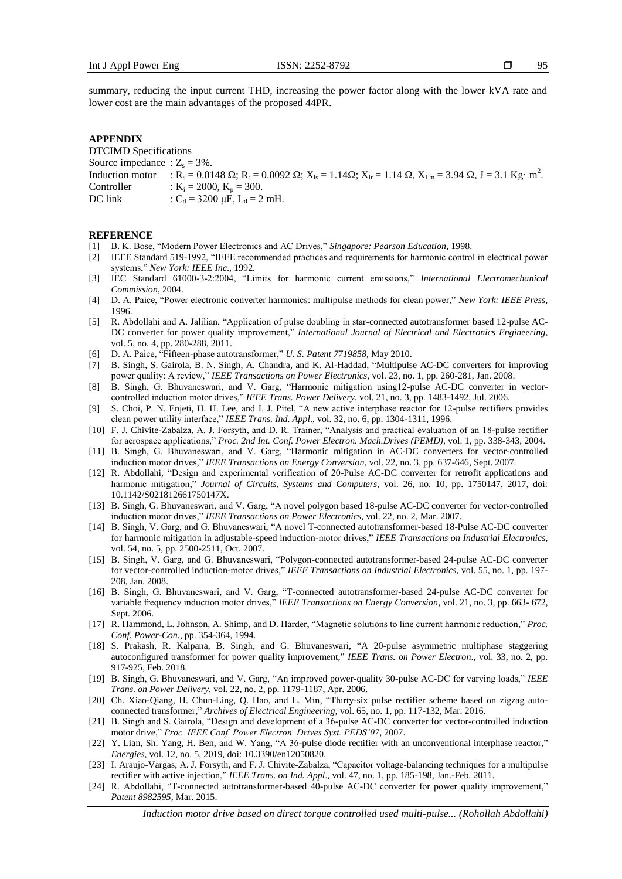summary, reducing the input current THD, increasing the power factor along with the lower kVA rate and lower cost are the main advantages of the proposed 44PR.

## APPENDIX

DTCIMD Specifications

Source impedance : $Z_s = 3\%$.

Induction motor : $R_s = 0.0148\ \Omega$; $R_r = 0.0092\ \Omega$; $X_{ls} = 1.14\Omega$; $X_{lr} = 1.14\ \Omega$, $X_{Lm} = 3.94\ \Omega$, $J = 3.1\ \text{Kg}\cdot \text{m}^2$.

Controller : $K_i = 2000$, $K_p = 300$.

DC link : $C_d = 3200\ \mu\text{F}$, $L_d = 2$ mH.

## REFERENCE

[1] B. K. Bose, "Modern Power Electronics and AC Drives," *Singapore: Pearson Education*, 1998.

[2] IEEE Standard 519-1992, "IEEE recommended practices and requirements for harmonic control in electrical power systems," *New York: IEEE Inc.*, 1992.

[3] IEC Standard 61000-3-2:2004, "Limits for harmonic current emissions," *International Electromechanical Commission*, 2004.

[4] D. A. Paice, "Power electronic converter harmonics: multipulse methods for clean power," *New York: IEEE Press*, 1996.

[5] R. Abdollahi and A. Jalilian, "Application of pulse doubling in star-connected autotransformer based 12-pulse AC-DC converter for power quality improvement," *International Journal of Electrical and Electronics Engineering*, vol. 5, no. 4, pp. 280-288, 2011.

[6] D. A. Paice, "Fifteen-phase autotransformer," *U. S. Patent 7719858*, May 2010.

[7] B. Singh, S. Gairola, B. N. Singh, A. Chandra, and K. Al-Haddad, "Multipulse AC-DC converters for improving power quality: A review," *IEEE Transactions on Power Electronics*, vol. 23, no. 1, pp. 260-281, Jan. 2008.

[8] B. Singh, G. Bhuvaneswari, and V. Garg, "Harmonic mitigation using12-pulse AC-DC converter in vector-controlled induction motor drives," *IEEE Trans. Power Delivery*, vol. 21, no. 3, pp. 1483-1492, Jul. 2006.

[9] S. Choi, P. N. Enjeti, H. H. Lee, and I. J. Pitel, "A new active interphase reactor for 12-pulse rectifiers provides clean power utility interface," *IEEE Trans. Ind. Appl.*, vol. 32, no. 6, pp. 1304-1311, 1996.

[10] F. J. Chivite-Zabalza, A. J. Forsyth, and D. R. Trainer, "Analysis and practical evaluation of an 18-pulse rectifier for aerospace applications," *Proc. 2nd Int. Conf. Power Electron. Mach.Drives (PEMD)*, vol. 1, pp. 338-343, 2004.

[11] B. Singh, G. Bhuvaneswari, and V. Garg, "Harmonic mitigation in AC-DC converters for vector-controlled induction motor drives," *IEEE Transactions on Energy Conversion*, vol. 22, no. 3, pp. 637-646, Sept. 2007.

[12] R. Abdollahi, "Design and experimental verification of 20-Pulse AC-DC converter for retrofit applications and harmonic mitigation," *Journal of Circuits, Systems and Computers*, vol. 26, no. 10, pp. 1750147, 2017, doi: 10.1142/S021812661750147X.

[13] B. Singh, G. Bhuvaneswari, and V. Garg, "A novel polygon based 18-pulse AC-DC converter for vector-controlled induction motor drives," *IEEE Transactions on Power Electronics*, vol. 22, no. 2, Mar. 2007.

[14] B. Singh, V. Garg, and G. Bhuvaneswari, "A novel T-connected autotransformer-based 18-Pulse AC-DC converter for harmonic mitigation in adjustable-speed induction-motor drives," *IEEE Transactions on Industrial Electronics*, vol. 54, no. 5, pp. 2500-2511, Oct. 2007.

[15] B. Singh, V. Garg, and G. Bhuvaneswari, "Polygon-connected autotransformer-based 24-pulse AC-DC converter for vector-controlled induction-motor drives," *IEEE Transactions on Industrial Electronics*, vol. 55, no. 1, pp. 197-208, Jan. 2008.

[16] B. Singh, G. Bhuvaneswari, and V. Garg, "T-connected autotransformer-based 24-pulse AC-DC converter for variable frequency induction motor drives," *IEEE Transactions on Energy Conversion*, vol. 21, no. 3, pp. 663- 672, Sept. 2006.

[17] R. Hammond, L. Johnson, A. Shimp, and D. Harder, "Magnetic solutions to line current harmonic reduction," *Proc. Conf. Power-Con.*, pp. 354-364, 1994.

[18] S. Prakash, R. Kalpana, B. Singh, and G. Bhuvaneswari, "A 20-pulse asymmetric multiphase staggering autoconfigured transformer for power quality improvement," *IEEE Trans. on Power Electron.*, vol. 33, no. 2, pp. 917-925, Feb. 2018.

[19] B. Singh, G. Bhuvaneswari, and V. Garg, "An improved power-quality 30-pulse AC-DC for varying loads," *IEEE Trans. on Power Delivery*, vol. 22, no. 2, pp. 1179-1187, Apr. 2006.

[20] Ch. Xiao-Qiang, H. Chun-Ling, Q. Hao, and L. Min, "Thirty-six pulse rectifier scheme based on zigzag auto-connected transformer," *Archives of Electrical Engineering*, vol. 65, no. 1, pp. 117-132, Mar. 2016.

[21] B. Singh and S. Gairola, "Design and development of a 36-pulse AC-DC converter for vector-controlled induction motor drive," *Proc. IEEE Conf. Power Electron. Drives Syst. PEDS'07*, 2007.

[22] Y. Lian, Sh. Yang, H. Ben, and W. Yang, "A 36-pulse diode rectifier with an unconventional interphase reactor," *Energies*, vol. 12, no. 5, 2019, doi: 10.3390/en12050820.

[23] I. Araujo-Vargas, A. J. Forsyth, and F. J. Chivite-Zabalza, "Capacitor voltage-balancing techniques for a multipulse rectifier with active injection," *IEEE Trans. on Ind. Appl.*, vol. 47, no. 1, pp. 185-198, Jan.-Feb. 2011.

[24] R. Abdollahi, "T-connected autotransformer-based 40-pulse AC-DC converter for power quality improvement," *Patent 8982595*, Mar. 2015.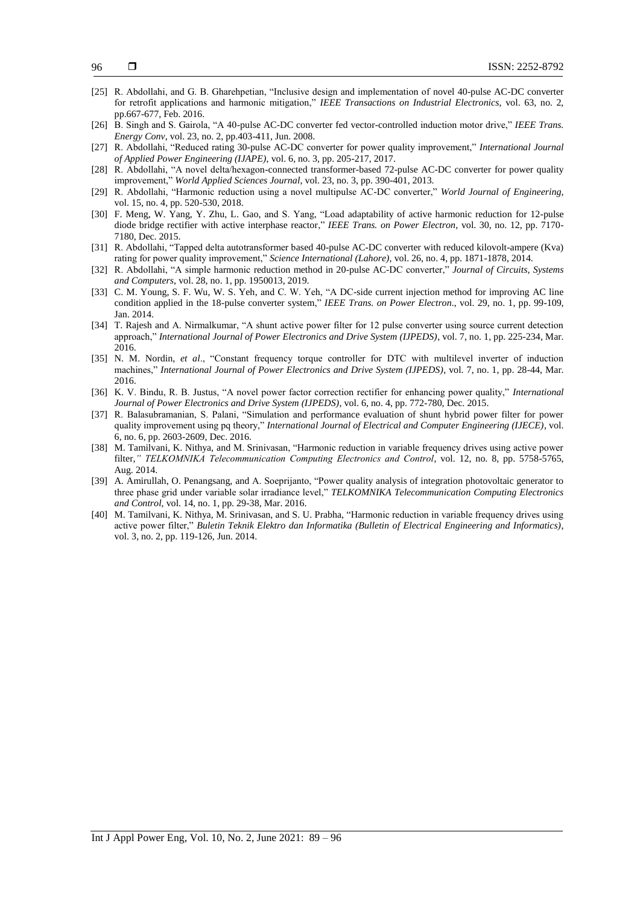[25] R. Abdollahi, and G. B. Gharehpetian, "Inclusive design and implementation of novel 40-pulse AC-DC converter for retrofit applications and harmonic mitigation," *IEEE Transactions on Industrial Electronics*, vol. 63, no. 2, pp.667-677, Feb. 2016.

[26] B. Singh and S. Gairola, "A 40-pulse AC-DC converter fed vector-controlled induction motor drive," *IEEE Trans. Energy Conv*, vol. 23, no. 2, pp.403-411, Jun. 2008.

[27] R. Abdollahi, "Reduced rating 30-pulse AC-DC converter for power quality improvement," *International Journal of Applied Power Engineering (IJAPE)*, vol. 6, no. 3, pp. 205-217, 2017.

[28] R. Abdollahi, "A novel delta/hexagon-connected transformer-based 72-pulse AC-DC converter for power quality improvement," *World Applied Sciences Journal*, vol. 23, no. 3, pp. 390-401, 2013.

[29] R. Abdollahi, "Harmonic reduction using a novel multipulse AC-DC converter," *World Journal of Engineering*, vol. 15, no. 4, pp. 520-530, 2018.

[30] F. Meng, W. Yang, Y. Zhu, L. Gao, and S. Yang, "Load adaptability of active harmonic reduction for 12-pulse diode bridge rectifier with active interphase reactor," *IEEE Trans. on Power Electron*, vol. 30, no. 12, pp. 7170-7180, Dec. 2015.

[31] R. Abdollahi, "Tapped delta autotransformer based 40-pulse AC-DC converter with reduced kilovolt-ampere (Kva) rating for power quality improvement," *Science International (Lahore)*, vol. 26, no. 4, pp. 1871-1878, 2014.

[32] R. Abdollahi, "A simple harmonic reduction method in 20-pulse AC-DC converter," *Journal of Circuits, Systems and Computers*, vol. 28, no. 1, pp. 1950013, 2019.

[33] C. M. Young, S. F. Wu, W. S. Yeh, and C. W. Yeh, "A DC-side current injection method for improving AC line condition applied in the 18-pulse converter system," *IEEE Trans. on Power Electron.*, vol. 29, no. 1, pp. 99-109, Jan. 2014.

[34] T. Rajesh and A. Nirmalkumar, "A shunt active power filter for 12 pulse converter using source current detection approach," *International Journal of Power Electronics and Drive System (IJPEDS)*, vol. 7, no. 1, pp. 225-234, Mar. 2016.

[35] N. M. Nordin, *et al*., "Constant frequency torque controller for DTC with multilevel inverter of induction machines," *International Journal of Power Electronics and Drive System (IJPEDS)*, vol. 7, no. 1, pp. 28-44, Mar. 2016.

[36] K. V. Bindu, R. B. Justus, "A novel power factor correction rectifier for enhancing power quality," *International Journal of Power Electronics and Drive System (IJPEDS)*, vol. 6, no. 4, pp. 772-780, Dec. 2015.

[37] R. Balasubramanian, S. Palani, "Simulation and performance evaluation of shunt hybrid power filter for power quality improvement using pq theory," *International Journal of Electrical and Computer Engineering (IJECE)*, vol. 6, no. 6, pp. 2603-2609, Dec. 2016.

[38] M. Tamilvani, K. Nithya, and M. Srinivasan, "Harmonic reduction in variable frequency drives using active power filter," *TELKOMNIKA Telecommunication Computing Electronics and Control*, vol. 12, no. 8, pp. 5758-5765, Aug. 2014.

[39] A. Amirullah, O. Penangsang, and A. Soeprijanto, "Power quality analysis of integration photovoltaic generator to three phase grid under variable solar irradiance level," *TELKOMNIKA Telecommunication Computing Electronics and Control*, vol. 14, no. 1, pp. 29-38, Mar. 2016.

[40] M. Tamilvani, K. Nithya, M. Srinivasan, and S. U. Prabha, "Harmonic reduction in variable frequency drives using active power filter," *Buletin Teknik Elektro dan Informatika (Bulletin of Electrical Engineering and Informatics)*, vol. 3, no. 2, pp. 119-126, Jun. 2014.